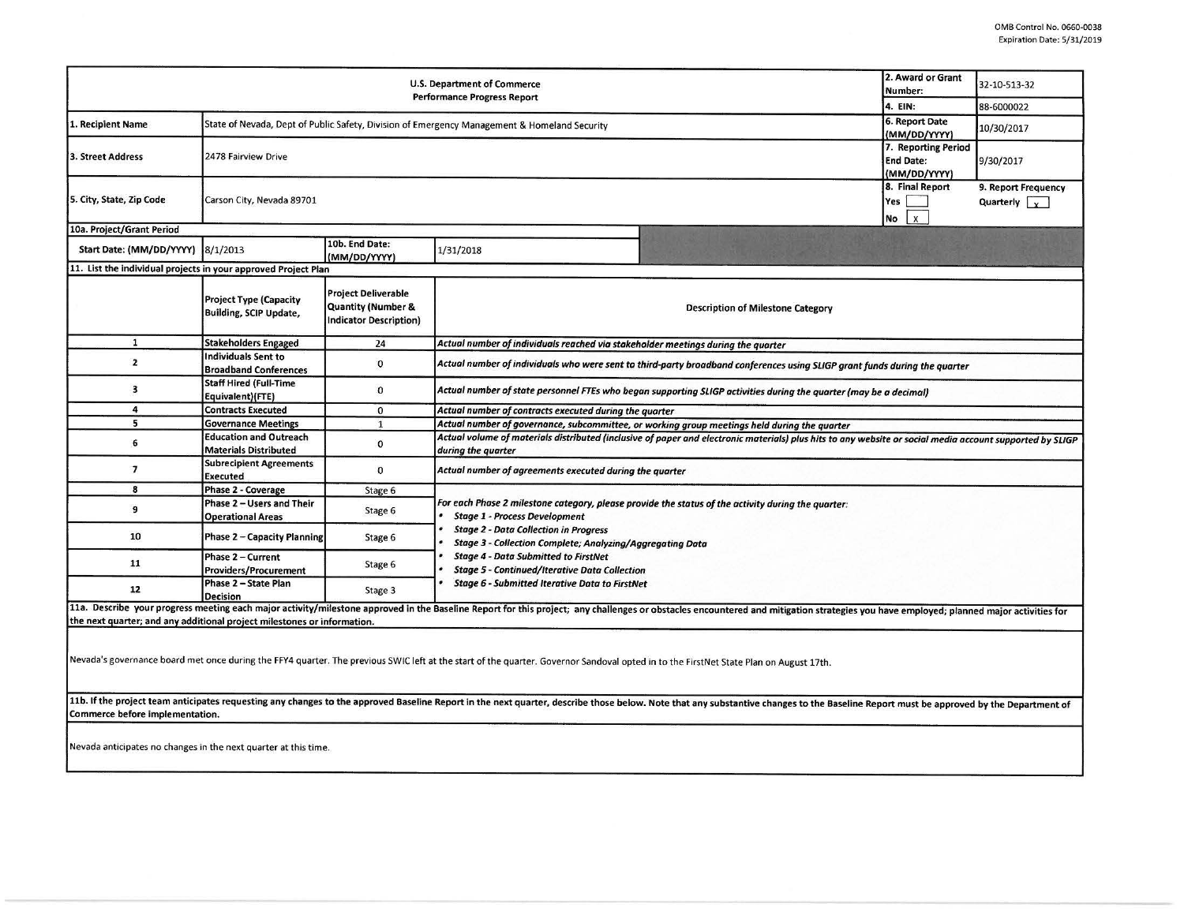OMB Control No. 0660-0038
Expiration Date: 5/31/2019

| U.S. Department of Commerce Performance Progress Report | | 2. Award or Grant Number: | 32-10-S13-32 |
|---|---|---|---|
| | | 4. EIN: | 88-6000022 |
| 1. Recipient Name | State of Nevada, Dept of Public Safety, Division of Emergency Management & Homeland Security | 6. Report Date (MM/DD/YYYY) | 10/30/2017 |
| 3. Street Address | 2478 Fairview Drive | 7. Reporting Period End Date: (MM/DD/YYYY) | 9/30/2017 |
| 5. City, State, Zip Code | Carson City, Nevada 89701 | 8. Final Report Yes [ ] No [X] | 9. Report Frequency Quarterly [X] |

| 10a. Project/Grant Period | | | |
|---|---|---|---|
| Start Date: (MM/DD/YYYY) | 8/1/2013 | 10b. End Date: (MM/DD/YYYY) | 1/31/2018 |

**11. List the individual projects in your approved Project Plan**

| | Project Type (Capacity Building, SCIP Update, | Project Deliverable Quantity (Number & Indicator Description) | Description of Milestone Category |
|---|---|---|---|
| 1 | Stakeholders Engaged | 24 | *Actual number of individuals reached via stakeholder meetings during the quarter* |
| 2 | Individuals Sent to Broadband Conferences | 0 | *Actual number of individuals who were sent to third-party broadband conferences using SLIGP grant funds during the quarter* |
| 3 | Staff Hired (Full-Time Equivalent)(FTE) | 0 | *Actual number of state personnel FTEs who began supporting SLIGP activities during the quarter (may be a decimal)* |
| 4 | Contracts Executed | 0 | *Actual number of contracts executed during the quarter* |
| 5 | Governance Meetings | 1 | *Actual number of governance, subcommittee, or working group meetings held during the quarter* |
| 6 | Education and Outreach Materials Distributed | 0 | *Actual volume of materials distributed (inclusive of paper and electronic materials) plus hits to any website or social media account supported by SLIGP during the quarter* |
| 7 | Subrecipient Agreements Executed | 0 | *Actual number of agreements executed during the quarter* |
| 8 | Phase 2 - Coverage | Stage 6 | *For each Phase 2 milestone category, please provide the status of the activity during the quarter:*<br>• *Stage 1 - Process Development*<br>• *Stage 2 - Data Collection in Progress*<br>• *Stage 3 - Collection Complete; Analyzing/Aggregating Data*<br>• *Stage 4 - Data Submitted to FirstNet*<br>• *Stage 5 - Continued/Iterative Data Collection*<br>• *Stage 6 - Submitted Iterative Data to FirstNet* |
| 9 | Phase 2 – Users and Their Operational Areas | Stage 6 | |
| 10 | Phase 2 – Capacity Planning | Stage 6 | |
| 11 | Phase 2 – Current Providers/Procurement | Stage 6 | |
| 12 | Phase 2 – State Plan Decision | Stage 3 | |

**11a. Describe your progress meeting each major activity/milestone approved in the Baseline Report for this project; any challenges or obstacles encountered and mitigation strategies you have employed; planned major activities for the next quarter; and any additional project milestones or information.**

Nevada's governance board met once during the FFY4 quarter. The previous SWIC left at the start of the quarter. Governor Sandoval opted in to the FirstNet State Plan on August 17th.

**11b. If the project team anticipates requesting any changes to the approved Baseline Report in the next quarter, describe those below. Note that any substantive changes to the Baseline Report must be approved by the Department of Commerce before implementation.**

Nevada anticipates no changes in the next quarter at this time.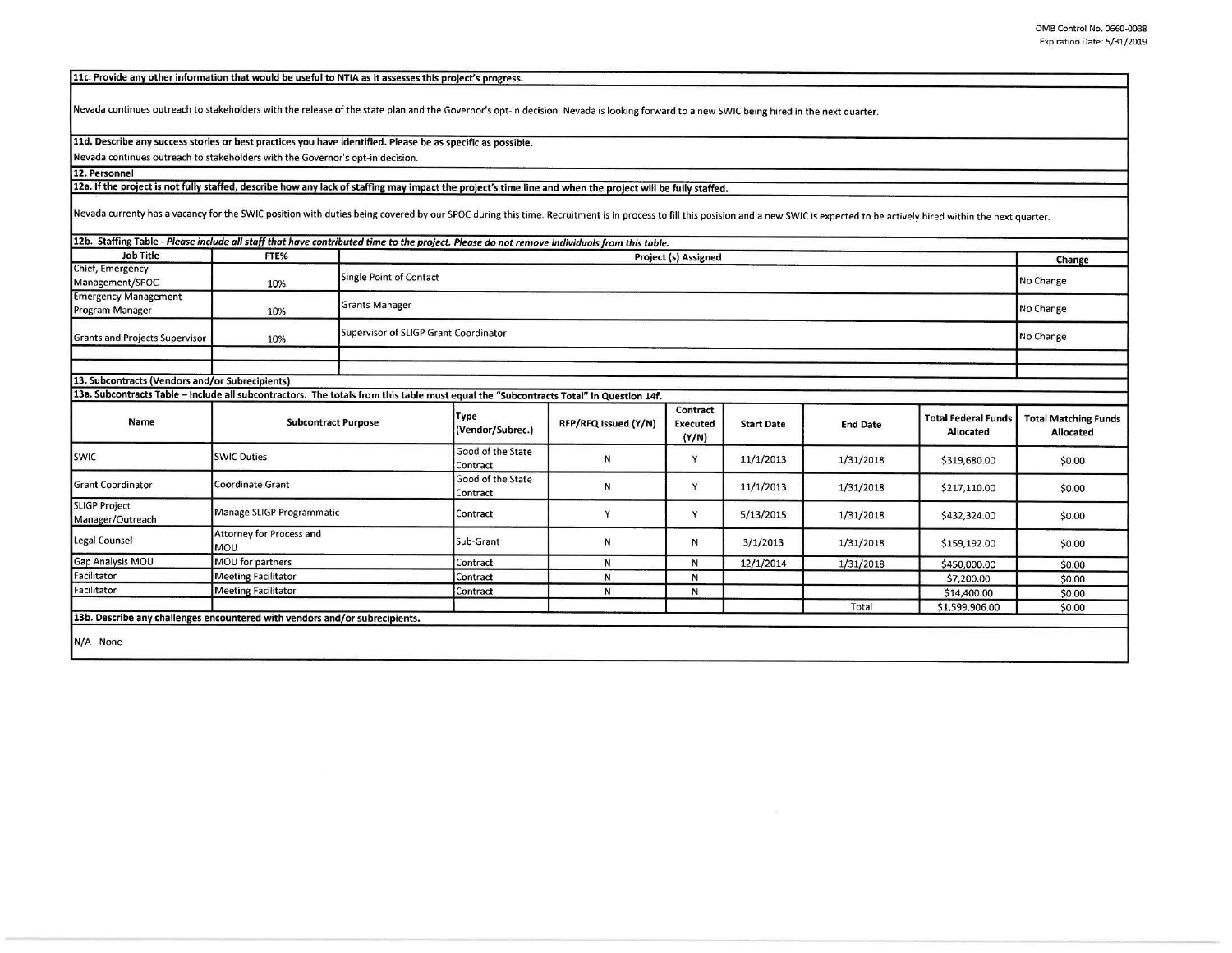**11c. Provide any other information that would be useful to NTIA as it assesses this project's progress.**

Nevada continues outreach to stakeholders with the release of the state plan and the Governor's opt-in decision. Nevada is looking forward to a new SWIC being hired in the next quarter.

**11d. Describe any success stories or best practices you have identified. Please be as specific as possible.**

Nevada continues outreach to stakeholders with the Governor's opt-in decision.

**12. Personnel**

**12a. If the project is not fully staffed, describe how any lack of staffing may impact the project's time line and when the project will be fully staffed.**

Nevada currenty has a vacancy for the SWIC position with duties being covered by our SPOC during this time. Recruitment is in process to fill this posision and a new SWIC is expected to be actively hired within the next quarter.

**12b. Staffing Table - *Please include all staff that have contributed time to the project. Please do not remove individuals from this table.***

| Job Title | FTE% | Project (s) Assigned | Change |
|---|---|---|---|
| Chief, Emergency Management/SPOC | 10% | Single Point of Contact | No Change |
| Emergency Management Program Manager | 10% | Grants Manager | No Change |
| Grants and Projects Supervisor | 10% | Supervisor of SLIGP Grant Coordinator | No Change |
| | | | |
| | | | |

**13. Subcontracts (Vendors and/or Subrecipients)**

**13a. Subcontracts Table – Include all subcontractors. The totals from this table must equal the "Subcontracts Total" in Question 14f.**

| Name | Subcontract Purpose | Type (Vendor/Subrec.) | RFP/RFQ Issued (Y/N) | Contract Executed (Y/N) | Start Date | End Date | Total Federal Funds Allocated | Total Matching Funds Allocated |
|---|---|---|---|---|---|---|---|---|
| SWIC | SWIC Duties | Good of the State Contract | N | Y | 11/1/2013 | 1/31/2018 | $319,680.00 | $0.00 |
| Grant Coordinator | Coordinate Grant | Good of the State Contract | N | Y | 11/1/2013 | 1/31/2018 | $217,110.00 | $0.00 |
| SLIGP Project Manager/Outreach | Manage SLIGP Programmatic | Contract | Y | Y | 5/13/2015 | 1/31/2018 | $432,324.00 | $0.00 |
| Legal Counsel | Attorney for Process and MOU | Sub-Grant | N | N | 3/1/2013 | 1/31/2018 | $159,192.00 | $0.00 |
| Gap Analysis MOU | MOU for partners | Contract | N | N | 12/1/2014 | 1/31/2018 | $450,000.00 | $0.00 |
| Facilitator | Meeting Facilitator | Contract | N | N | | | $7,200.00 | $0.00 |
| Facilitator | Meeting Facilitator | Contract | N | N | | | $14,400.00 | $0.00 |
| | | | | | | Total | $1,599,906.00 | $0.00 |

**13b. Describe any challenges encountered with vendors and/or subrecipients.**

N/A - None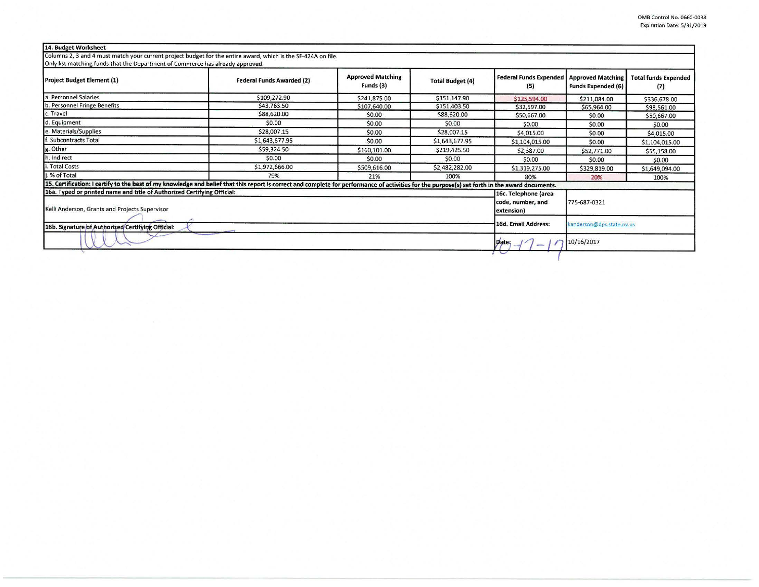| 14. Budget Worksheet | | | | | | |
|---|---|---|---|---|---|---|
| Columns 2, 3 and 4 must match your current project budget for the entire award, which is the SF-424A on file. Only list matching funds that the Department of Commerce has already approved. | | | | | | |
| Project Budget Element (1) | Federal Funds Awarded (2) | Approved Matching Funds (3) | Total Budget (4) | Federal Funds Expended (5) | Approved Matching Funds Expended (6) | Total funds Expended (7) |
| a. Personnel Salaries | $109,272.90 | $241,875.00 | $351,147.90 | $125,594.00 | $211,084.00 | $336,678.00 |
| b. Personnel Fringe Benefits | $43,763.50 | $107,640.00 | $151,403.50 | $32,597.00 | $65,964.00 | $98,561.00 |
| c. Travel | $88,620.00 | $0.00 | $88,620.00 | $50,667.00 | $0.00 | $50,667.00 |
| d. Equipment | $0.00 | $0.00 | $0.00 | $0.00 | $0.00 | $0.00 |
| e. Materials/Supplies | $28,007.15 | $0.00 | $28,007.15 | $4,015.00 | $0.00 | $4,015.00 |
| f. Subcontracts Total | $1,643,677.95 | $0.00 | $1,643,677.95 | $1,104,015.00 | $0.00 | $1,104,015.00 |
| g. Other | $59,324.50 | $160,101.00 | $219,425.50 | $2,387.00 | $52,771.00 | $55,158.00 |
| h. Indirect | $0.00 | $0.00 | $0.00 | $0.00 | $0.00 | $0.00 |
| i. Total Costs | $1,972,666.00 | $509,616.00 | $2,482,282.00 | $1,319,275.00 | $329,819.00 | $1,649,094.00 |
| j. % of Total | 79% | 21% | 100% | 80% | 20% | 100% |

**15. Certification: I certify to the best of my knowledge and belief that this report is correct and complete for performance of activities for the purpose(s) set forth in the award documents.**

| | | |
|---|---|---|
| **16a. Typed or printed name and title of Authorized Certifying Official:** Kelli Anderson, Grants and Projects Supervisor | **16c. Telephone (area code, number, and extension)** | 775-687-0321 |
| **16b. Signature of Authorized Certifying Official:** | **16d. Email Address:** | kanderson@dps.state.nv.us |
| | **Date:** 10-17-17 | 10/16/2017 |